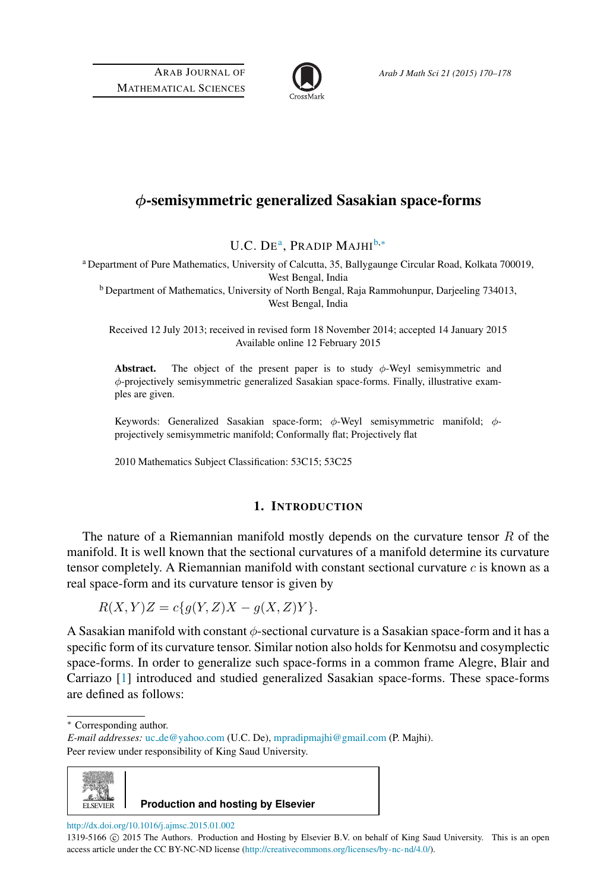# $\phi$-semisymmetric generalized Sasakian space-forms

U.C. De[a], Pradip Majhi[b,*]

[a] Department of Pure Mathematics, University of Calcutta, 35, Ballygaunge Circular Road, Kolkata 700019, West Bengal, India

[b] Department of Mathematics, University of North Bengal, Raja Rammohunpur, Darjeeling 734013, West Bengal, India

Received 12 July 2013; received in revised form 18 November 2014; accepted 14 January 2015
Available online 12 February 2015

**Abstract.** The object of the present paper is to study $\phi$-Weyl semisymmetric and $\phi$-projectively semisymmetric generalized Sasakian space-forms. Finally, illustrative examples are given.

Keywords: Generalized Sasakian space-form; $\phi$-Weyl semisymmetric manifold; $\phi$-projectively semisymmetric manifold; Conformally flat; Projectively flat

2010 Mathematics Subject Classification: 53C15; 53C25

## 1. Introduction

The nature of a Riemannian manifold mostly depends on the curvature tensor $R$ of the manifold. It is well known that the sectional curvatures of a manifold determine its curvature tensor completely. A Riemannian manifold with constant sectional curvature $c$ is known as a real space-form and its curvature tensor is given by

$$R(X,Y)Z = c\{g(Y,Z)X - g(X,Z)Y\}.$$

A Sasakian manifold with constant $\phi$-sectional curvature is a Sasakian space-form and it has a specific form of its curvature tensor. Similar notion also holds for Kenmotsu and cosymplectic space-forms. In order to generalize such space-forms in a common frame Alegre, Blair and Carriazo [1] introduced and studied generalized Sasakian space-forms. These space-forms are defined as follows:

---

\* Corresponding author.
*E-mail addresses:* uc_de@yahoo.com (U.C. De), mpradipmajhi@gmail.com (P. Majhi).
Peer review under responsibility of King Saud University.

Production and hosting by Elsevier

http://dx.doi.org/10.1016/j.ajmsc.2015.01.002
1319-5166 © 2015 The Authors. Production and Hosting by Elsevier B.V. on behalf of King Saud University. This is an open access article under the CC BY-NC-ND license (http://creativecommons.org/licenses/by-nc-nd/4.0/).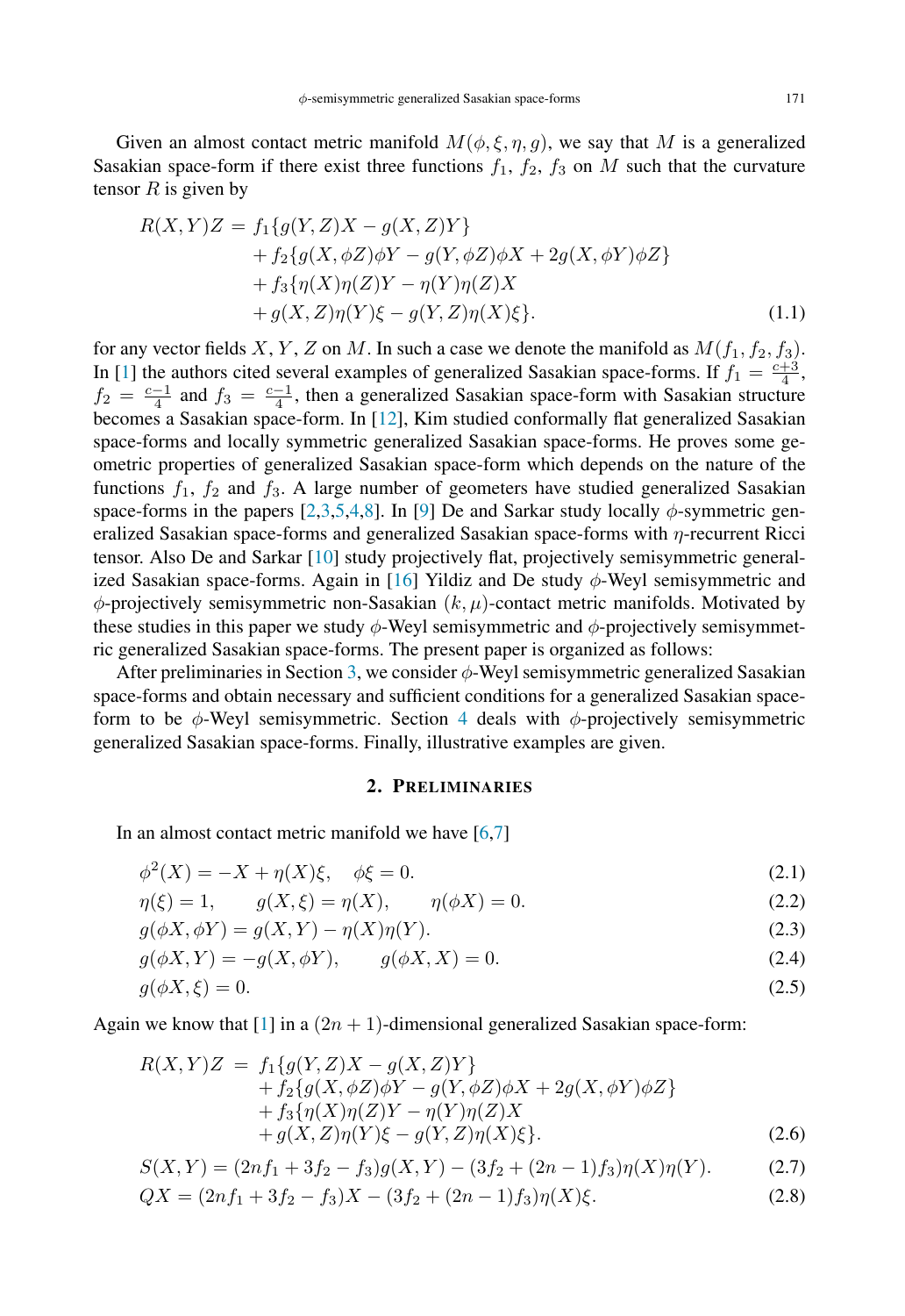Given an almost contact metric manifold $M(\phi, \xi, \eta, g)$, we say that $M$ is a generalized Sasakian space-form if there exist three functions $f_1$, $f_2$, $f_3$ on $M$ such that the curvature tensor $R$ is given by

$$
\begin{aligned}
R(X,Y)Z = \; & f_1\{g(Y,Z)X - g(X,Z)Y\} \\
& + f_2\{g(X,\phi Z)\phi Y - g(Y,\phi Z)\phi X + 2g(X,\phi Y)\phi Z\} \\
& + f_3\{\eta(X)\eta(Z)Y - \eta(Y)\eta(Z)X \\
& + g(X,Z)\eta(Y)\xi - g(Y,Z)\eta(X)\xi\}.
\end{aligned}
\tag{1.1}
$$

for any vector fields $X$, $Y$, $Z$ on $M$. In such a case we denote the manifold as $M(f_1, f_2, f_3)$. In [1] the authors cited several examples of generalized Sasakian space-forms. If $f_1 = \frac{c+3}{4}$, $f_2 = \frac{c-1}{4}$ and $f_3 = \frac{c-1}{4}$, then a generalized Sasakian space-form with Sasakian structure becomes a Sasakian space-form. In [12], Kim studied conformally flat generalized Sasakian space-forms and locally symmetric generalized Sasakian space-forms. He proves some geometric properties of generalized Sasakian space-form which depends on the nature of the functions $f_1$, $f_2$ and $f_3$. A large number of geometers have studied generalized Sasakian space-forms in the papers [2,3,5,4,8]. In [9] De and Sarkar study locally $\phi$-symmetric generalized Sasakian space-forms and generalized Sasakian space-forms with $\eta$-recurrent Ricci tensor. Also De and Sarkar [10] study projectively flat, projectively semisymmetric generalized Sasakian space-forms. Again in [16] Yildiz and De study $\phi$-Weyl semisymmetric and $\phi$-projectively semisymmetric non-Sasakian $(k, \mu)$-contact metric manifolds. Motivated by these studies in this paper we study $\phi$-Weyl semisymmetric and $\phi$-projectively semisymmetric generalized Sasakian space-forms. The present paper is organized as follows:

After preliminaries in Section 3, we consider $\phi$-Weyl semisymmetric generalized Sasakian space-forms and obtain necessary and sufficient conditions for a generalized Sasakian space-form to be $\phi$-Weyl semisymmetric. Section 4 deals with $\phi$-projectively semisymmetric generalized Sasakian space-forms. Finally, illustrative examples are given.

## 2. Preliminaries

In an almost contact metric manifold we have [6,7]

$$
\phi^2(X) = -X + \eta(X)\xi, \quad \phi\xi = 0. \tag{2.1}
$$

$$
\eta(\xi) = 1, \qquad g(X,\xi) = \eta(X), \qquad \eta(\phi X) = 0. \tag{2.2}
$$

$$
g(\phi X, \phi Y) = g(X,Y) - \eta(X)\eta(Y). \tag{2.3}
$$

$$
g(\phi X, Y) = -g(X, \phi Y), \qquad g(\phi X, X) = 0. \tag{2.4}
$$

$$
g(\phi X, \xi) = 0. \tag{2.5}
$$

Again we know that [1] in a $(2n+1)$-dimensional generalized Sasakian space-form:

$$
\begin{aligned}
R(X,Y)Z \; = \; & f_1\{g(Y,Z)X - g(X,Z)Y\} \\
& + f_2\{g(X,\phi Z)\phi Y - g(Y,\phi Z)\phi X + 2g(X,\phi Y)\phi Z\} \\
& + f_3\{\eta(X)\eta(Z)Y - \eta(Y)\eta(Z)X \\
& + g(X,Z)\eta(Y)\xi - g(Y,Z)\eta(X)\xi\}.
\end{aligned}
\tag{2.6}
$$

$$
S(X,Y) = (2nf_1 + 3f_2 - f_3)g(X,Y) - (3f_2 + (2n-1)f_3)\eta(X)\eta(Y). \tag{2.7}
$$

$$
QX = (2nf_1 + 3f_2 - f_3)X - (3f_2 + (2n-1)f_3)\eta(X)\xi. \tag{2.8}
$$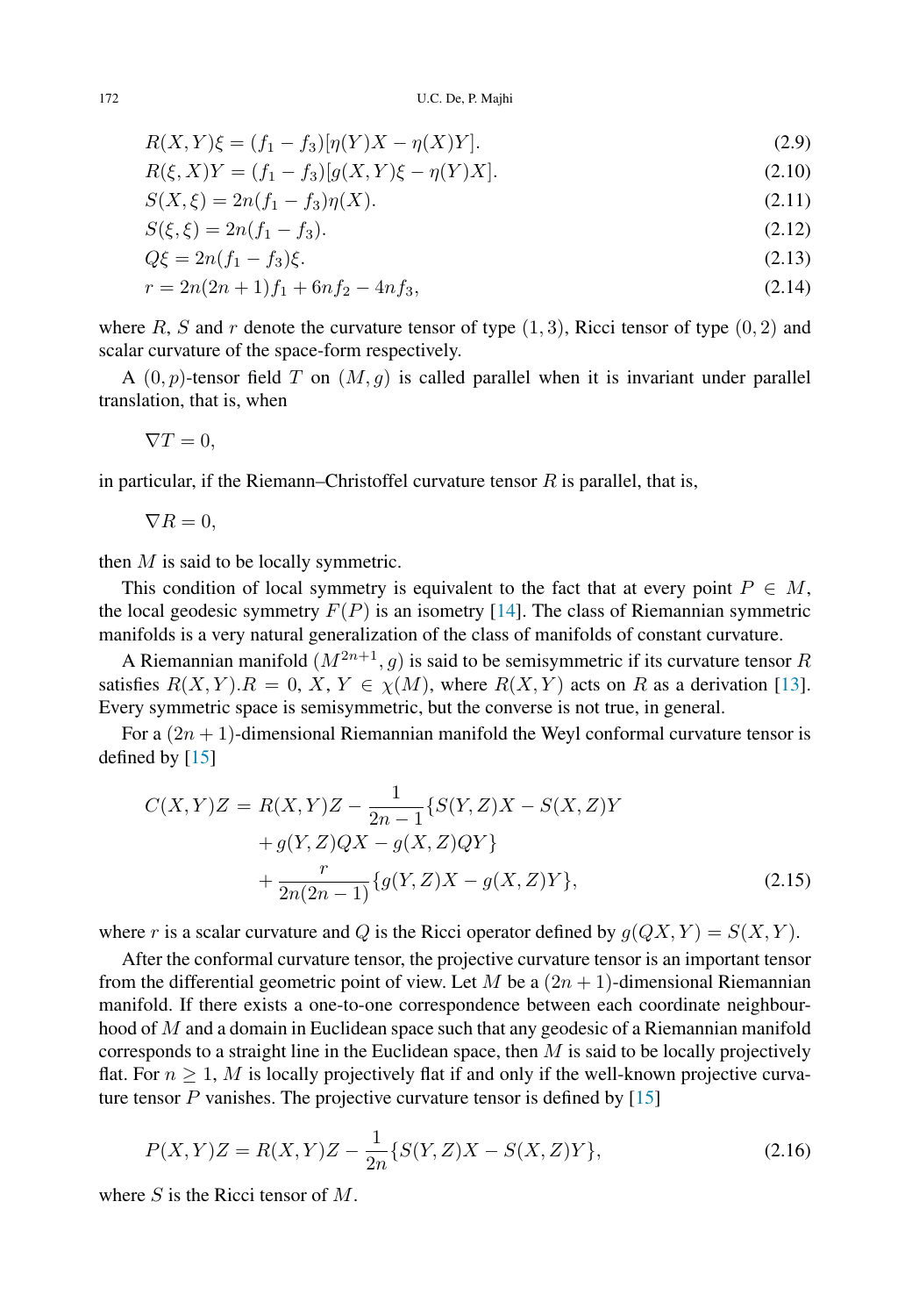$$R(X,Y)\xi = (f_1 - f_3)[\eta(Y)X - \eta(X)Y]. \tag{2.9}$$

$$R(\xi,X)Y = (f_1 - f_3)[g(X,Y)\xi - \eta(Y)X]. \tag{2.10}$$

$$S(X,\xi) = 2n(f_1 - f_3)\eta(X). \tag{2.11}$$

$$S(\xi,\xi) = 2n(f_1 - f_3). \tag{2.12}$$

$$Q\xi = 2n(f_1 - f_3)\xi. \tag{2.13}$$

$$r = 2n(2n+1)f_1 + 6nf_2 - 4nf_3, \tag{2.14}$$

where $R$, $S$ and $r$ denote the curvature tensor of type $(1,3)$, Ricci tensor of type $(0,2)$ and scalar curvature of the space-form respectively.

A $(0,p)$-tensor field $T$ on $(M,g)$ is called parallel when it is invariant under parallel translation, that is, when

$$\nabla T = 0,$$

in particular, if the Riemann–Christoffel curvature tensor $R$ is parallel, that is,

$$\nabla R = 0,$$

then $M$ is said to be locally symmetric.

This condition of local symmetry is equivalent to the fact that at every point $P \in M$, the local geodesic symmetry $F(P)$ is an isometry [14]. The class of Riemannian symmetric manifolds is a very natural generalization of the class of manifolds of constant curvature.

A Riemannian manifold $(M^{2n+1},g)$ is said to be semisymmetric if its curvature tensor $R$ satisfies $R(X,Y).R = 0$, $X, Y \in \chi(M)$, where $R(X,Y)$ acts on $R$ as a derivation [13]. Every symmetric space is semisymmetric, but the converse is not true, in general.

For a $(2n+1)$-dimensional Riemannian manifold the Weyl conformal curvature tensor is defined by [15]

$$\begin{aligned} C(X,Y)Z = {} & R(X,Y)Z - \frac{1}{2n-1}\{S(Y,Z)X - S(X,Z)Y \\ & + g(Y,Z)QX - g(X,Z)QY\} \\ & + \frac{r}{2n(2n-1)}\{g(Y,Z)X - g(X,Z)Y\}, \end{aligned} \tag{2.15}$$

where $r$ is a scalar curvature and $Q$ is the Ricci operator defined by $g(QX,Y) = S(X,Y)$.

After the conformal curvature tensor, the projective curvature tensor is an important tensor from the differential geometric point of view. Let $M$ be a $(2n+1)$-dimensional Riemannian manifold. If there exists a one-to-one correspondence between each coordinate neighbourhood of $M$ and a domain in Euclidean space such that any geodesic of a Riemannian manifold corresponds to a straight line in the Euclidean space, then $M$ is said to be locally projectively flat. For $n \geq 1$, $M$ is locally projectively flat if and only if the well-known projective curvature tensor $P$ vanishes. The projective curvature tensor is defined by [15]

$$P(X,Y)Z = R(X,Y)Z - \frac{1}{2n}\{S(Y,Z)X - S(X,Z)Y\}, \tag{2.16}$$

where $S$ is the Ricci tensor of $M$.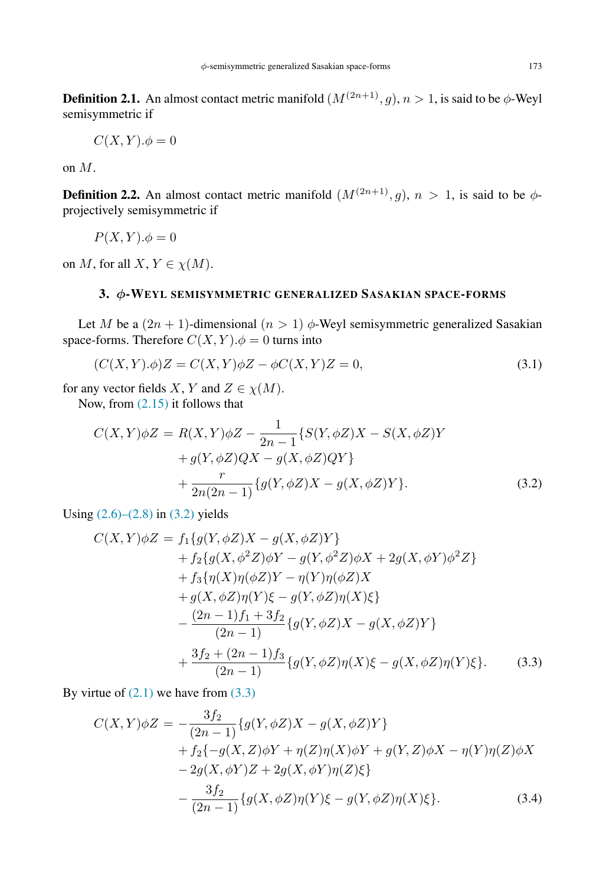**Definition 2.1.** An almost contact metric manifold $(M^{(2n+1)}, g)$, $n > 1$, is said to be $\phi$-Weyl semisymmetric if

$$C(X, Y).\phi = 0$$

on $M$.

**Definition 2.2.** An almost contact metric manifold $(M^{(2n+1)}, g)$, $n > 1$, is said to be $\phi$-projectively semisymmetric if

$$P(X, Y).\phi = 0$$

on $M$, for all $X, Y \in \chi(M)$.

## 3. $\phi$-Weyl semisymmetric generalized Sasakian space-forms

Let $M$ be a $(2n+1)$-dimensional $(n > 1)$ $\phi$-Weyl semisymmetric generalized Sasakian space-forms. Therefore $C(X, Y).\phi = 0$ turns into

$$(C(X, Y).\phi)Z = C(X, Y)\phi Z - \phi C(X, Y)Z = 0, \tag{3.1}$$

for any vector fields $X$, $Y$ and $Z \in \chi(M)$.

Now, from (2.15) it follows that

$$\begin{aligned}
C(X, Y)\phi Z = \;& R(X, Y)\phi Z - \frac{1}{2n-1}\{S(Y, \phi Z)X - S(X, \phi Z)Y \\
& + g(Y, \phi Z)QX - g(X, \phi Z)QY\} \\
& + \frac{r}{2n(2n-1)}\{g(Y, \phi Z)X - g(X, \phi Z)Y\}.
\end{aligned} \tag{3.2}$$

Using (2.6)–(2.8) in (3.2) yields

$$\begin{aligned}
C(X, Y)\phi Z = \;& f_1\{g(Y, \phi Z)X - g(X, \phi Z)Y\} \\
& + f_2\{g(X, \phi^2 Z)\phi Y - g(Y, \phi^2 Z)\phi X + 2g(X, \phi Y)\phi^2 Z\} \\
& + f_3\{\eta(X)\eta(\phi Z)Y - \eta(Y)\eta(\phi Z)X \\
& + g(X, \phi Z)\eta(Y)\xi - g(Y, \phi Z)\eta(X)\xi\} \\
& - \frac{(2n-1)f_1 + 3f_2}{(2n-1)}\{g(Y, \phi Z)X - g(X, \phi Z)Y\} \\
& + \frac{3f_2 + (2n-1)f_3}{(2n-1)}\{g(Y, \phi Z)\eta(X)\xi - g(X, \phi Z)\eta(Y)\xi\}.
\end{aligned} \tag{3.3}$$

By virtue of (2.1) we have from (3.3)

$$\begin{aligned}
C(X, Y)\phi Z = \;& -\frac{3f_2}{(2n-1)}\{g(Y, \phi Z)X - g(X, \phi Z)Y\} \\
& + f_2\{-g(X, Z)\phi Y + \eta(Z)\eta(X)\phi Y + g(Y, Z)\phi X - \eta(Y)\eta(Z)\phi X \\
& - 2g(X, \phi Y)Z + 2g(X, \phi Y)\eta(Z)\xi\} \\
& - \frac{3f_2}{(2n-1)}\{g(X, \phi Z)\eta(Y)\xi - g(Y, \phi Z)\eta(X)\xi\}.
\end{aligned} \tag{3.4}$$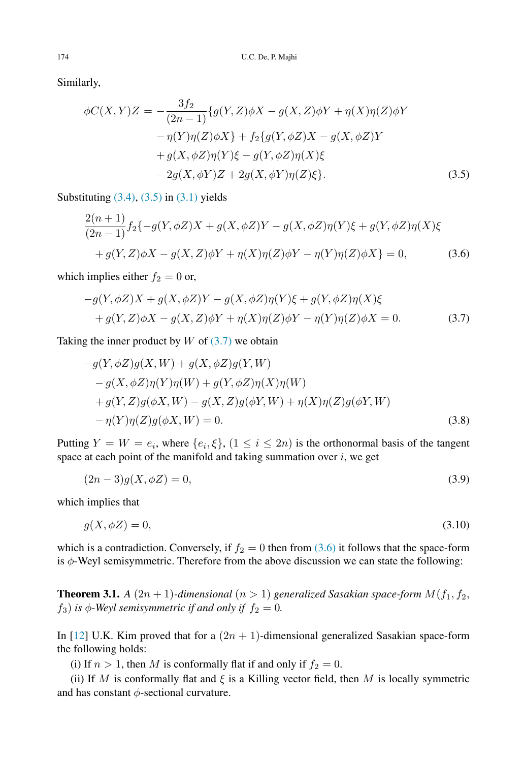Similarly,

$$
\begin{aligned}
\phi C(X,Y)Z = -\frac{3f_2}{(2n-1)}\{&g(Y,Z)\phi X - g(X,Z)\phi Y + \eta(X)\eta(Z)\phi Y \\
&- \eta(Y)\eta(Z)\phi X\} + f_2\{g(Y,\phi Z)X - g(X,\phi Z)Y \\
&+ g(X,\phi Z)\eta(Y)\xi - g(Y,\phi Z)\eta(X)\xi \\
&- 2g(X,\phi Y)Z + 2g(X,\phi Y)\eta(Z)\xi\}.
\end{aligned} \tag{3.5}
$$

Substituting (3.4), (3.5) in (3.1) yields

$$
\begin{aligned}
&\frac{2(n+1)}{(2n-1)} f_2\{-g(Y,\phi Z)X + g(X,\phi Z)Y - g(X,\phi Z)\eta(Y)\xi + g(Y,\phi Z)\eta(X)\xi \\
&\quad + g(Y,Z)\phi X - g(X,Z)\phi Y + \eta(X)\eta(Z)\phi Y - \eta(Y)\eta(Z)\phi X\} = 0,
\end{aligned} \tag{3.6}
$$

which implies either $f_2 = 0$ or,

$$
\begin{aligned}
&-g(Y,\phi Z)X + g(X,\phi Z)Y - g(X,\phi Z)\eta(Y)\xi + g(Y,\phi Z)\eta(X)\xi \\
&\quad + g(Y,Z)\phi X - g(X,Z)\phi Y + \eta(X)\eta(Z)\phi Y - \eta(Y)\eta(Z)\phi X = 0.
\end{aligned} \tag{3.7}
$$

Taking the inner product by $W$ of (3.7) we obtain

$$
\begin{aligned}
&-g(Y,\phi Z)g(X,W) + g(X,\phi Z)g(Y,W) \\
&\quad - g(X,\phi Z)\eta(Y)\eta(W) + g(Y,\phi Z)\eta(X)\eta(W) \\
&\quad + g(Y,Z)g(\phi X,W) - g(X,Z)g(\phi Y,W) + \eta(X)\eta(Z)g(\phi Y,W) \\
&\quad - \eta(Y)\eta(Z)g(\phi X,W) = 0.
\end{aligned} \tag{3.8}
$$

Putting $Y = W = e_i$, where $\{e_i, \xi\}$, $(1 \leq i \leq 2n)$ is the orthonormal basis of the tangent space at each point of the manifold and taking summation over $i$, we get

$$
(2n-3)g(X,\phi Z) = 0, \tag{3.9}
$$

which implies that

$$
g(X,\phi Z) = 0, \tag{3.10}
$$

which is a contradiction. Conversely, if $f_2 = 0$ then from (3.6) it follows that the space-form is $\phi$-Weyl semisymmetric. Therefore from the above discussion we can state the following:

**Theorem 3.1.** *A $(2n+1)$-dimensional $(n > 1)$ generalized Sasakian space-form $M(f_1, f_2, f_3)$ is $\phi$-Weyl semisymmetric if and only if $f_2 = 0$.*

In [12] U.K. Kim proved that for a $(2n+1)$-dimensional generalized Sasakian space-form the following holds:

(i) If $n > 1$, then $M$ is conformally flat if and only if $f_2 = 0$.

(ii) If $M$ is conformally flat and $\xi$ is a Killing vector field, then $M$ is locally symmetric and has constant $\phi$-sectional curvature.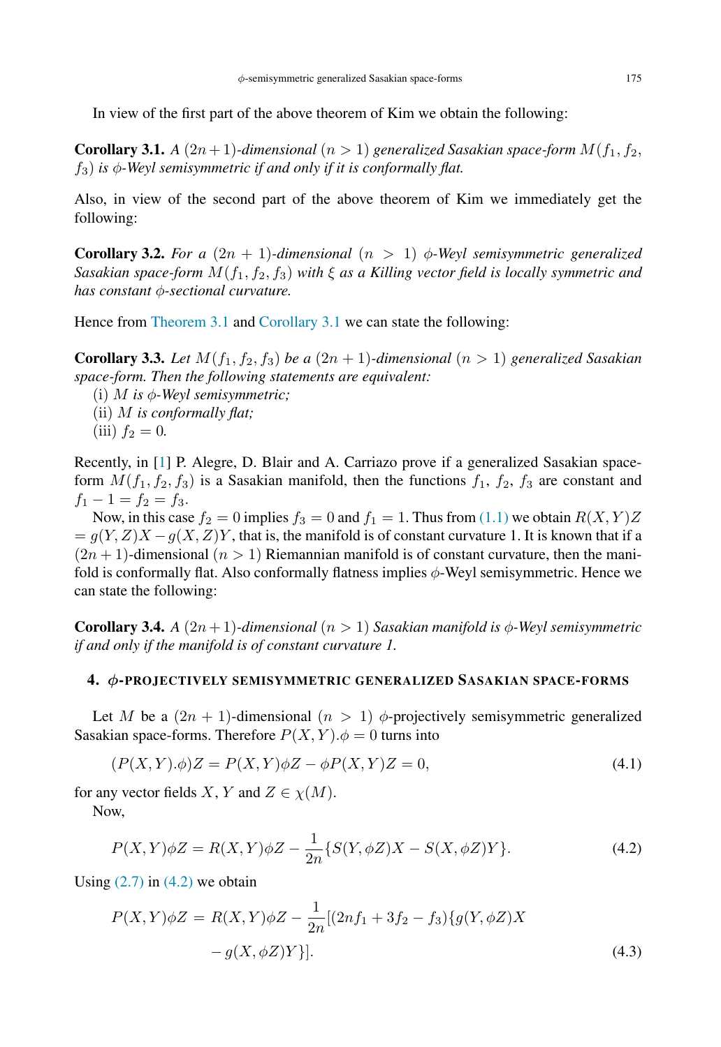In view of the first part of the above theorem of Kim we obtain the following:

**Corollary 3.1.** *A $(2n+1)$-dimensional $(n>1)$ generalized Sasakian space-form $M(f_1, f_2, f_3)$ is $\phi$-Weyl semisymmetric if and only if it is conformally flat.*

Also, in view of the second part of the above theorem of Kim we immediately get the following:

**Corollary 3.2.** *For a $(2n+1)$-dimensional $(n>1)$ $\phi$-Weyl semisymmetric generalized Sasakian space-form $M(f_1, f_2, f_3)$ with $\xi$ as a Killing vector field is locally symmetric and has constant $\phi$-sectional curvature.*

Hence from Theorem 3.1 and Corollary 3.1 we can state the following:

**Corollary 3.3.** *Let $M(f_1, f_2, f_3)$ be a $(2n+1)$-dimensional $(n>1)$ generalized Sasakian space-form. Then the following statements are equivalent:*
(i) *$M$ is $\phi$-Weyl semisymmetric;*
(ii) *$M$ is conformally flat;*
(iii) $f_2 = 0$.

Recently, in [1] P. Alegre, D. Blair and A. Carriazo prove if a generalized Sasakian space-form $M(f_1, f_2, f_3)$ is a Sasakian manifold, then the functions $f_1$, $f_2$, $f_3$ are constant and $f_1 - 1 = f_2 = f_3$.

Now, in this case $f_2 = 0$ implies $f_3 = 0$ and $f_1 = 1$. Thus from (1.1) we obtain $R(X,Y)Z = g(Y,Z)X - g(X,Z)Y$, that is, the manifold is of constant curvature 1. It is known that if a $(2n+1)$-dimensional $(n>1)$ Riemannian manifold is of constant curvature, then the manifold is conformally flat. Also conformally flatness implies $\phi$-Weyl semisymmetric. Hence we can state the following:

**Corollary 3.4.** *A $(2n+1)$-dimensional $(n>1)$ Sasakian manifold is $\phi$-Weyl semisymmetric if and only if the manifold is of constant curvature 1.*

## 4. $\phi$-PROJECTIVELY SEMISYMMETRIC GENERALIZED SASAKIAN SPACE-FORMS

Let $M$ be a $(2n+1)$-dimensional $(n>1)$ $\phi$-projectively semisymmetric generalized Sasakian space-forms. Therefore $P(X,Y).\phi = 0$ turns into

$$(P(X,Y).\phi)Z = P(X,Y)\phi Z - \phi P(X,Y)Z = 0, \tag{4.1}$$

for any vector fields $X$, $Y$ and $Z \in \chi(M)$.

Now,

$$P(X,Y)\phi Z = R(X,Y)\phi Z - \frac{1}{2n}\{S(Y,\phi Z)X - S(X,\phi Z)Y\}. \tag{4.2}$$

Using (2.7) in (4.2) we obtain

$$\begin{aligned} P(X,Y)\phi Z = R(X,Y)\phi Z &- \frac{1}{2n}[(2nf_1 + 3f_2 - f_3)\{g(Y,\phi Z)X \\ &- g(X,\phi Z)Y\}]. \end{aligned} \tag{4.3}$$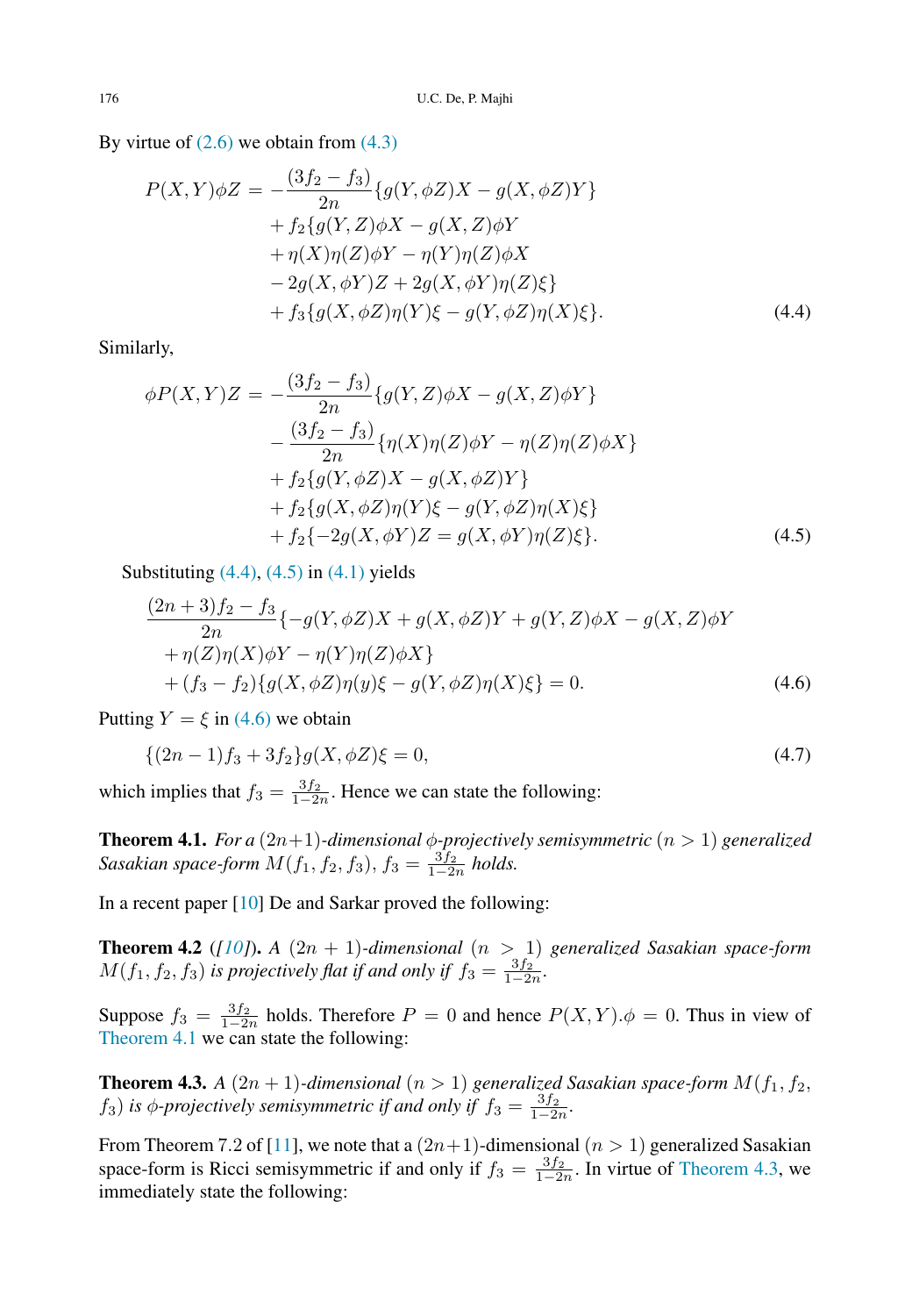By virtue of (2.6) we obtain from (4.3)

$$
\begin{aligned}
P(X,Y)\phi Z = & -\frac{(3f_2 - f_3)}{2n}\{g(Y,\phi Z)X - g(X,\phi Z)Y\} \\
& + f_2\{g(Y,Z)\phi X - g(X,Z)\phi Y \\
& + \eta(X)\eta(Z)\phi Y - \eta(Y)\eta(Z)\phi X \\
& - 2g(X,\phi Y)Z + 2g(X,\phi Y)\eta(Z)\xi\} \\
& + f_3\{g(X,\phi Z)\eta(Y)\xi - g(Y,\phi Z)\eta(X)\xi\}.
\end{aligned} \tag{4.4}
$$

Similarly,

$$
\begin{aligned}
\phi P(X,Y)Z = & -\frac{(3f_2 - f_3)}{2n}\{g(Y,Z)\phi X - g(X,Z)\phi Y\} \\
& - \frac{(3f_2 - f_3)}{2n}\{\eta(X)\eta(Z)\phi Y - \eta(Z)\eta(Z)\phi X\} \\
& + f_2\{g(Y,\phi Z)X - g(X,\phi Z)Y\} \\
& + f_2\{g(X,\phi Z)\eta(Y)\xi - g(Y,\phi Z)\eta(X)\xi\} \\
& + f_2\{-2g(X,\phi Y)Z = g(X,\phi Y)\eta(Z)\xi\}.
\end{aligned} \tag{4.5}
$$

Substituting (4.4), (4.5) in (4.1) yields

$$
\begin{aligned}
& \frac{(2n+3)f_2 - f_3}{2n}\{-g(Y,\phi Z)X + g(X,\phi Z)Y + g(Y,Z)\phi X - g(X,Z)\phi Y \\
& \quad + \eta(Z)\eta(X)\phi Y - \eta(Y)\eta(Z)\phi X\} \\
& \quad + (f_3 - f_2)\{g(X,\phi Z)\eta(y)\xi - g(Y,\phi Z)\eta(X)\xi\} = 0.
\end{aligned} \tag{4.6}
$$

Putting $Y = \xi$ in (4.6) we obtain

$$
\{(2n-1)f_3 + 3f_2\}g(X,\phi Z)\xi = 0, \tag{4.7}
$$

which implies that $f_3 = \frac{3f_2}{1-2n}$. Hence we can state the following:

**Theorem 4.1.** *For a $(2n+1)$-dimensional $\phi$-projectively semisymmetric $(n > 1)$ generalized Sasakian space-form $M(f_1, f_2, f_3)$, $f_3 = \frac{3f_2}{1-2n}$ holds.*

In a recent paper [10] De and Sarkar proved the following:

**Theorem 4.2** ([10]). *A $(2n+1)$-dimensional $(n > 1)$ generalized Sasakian space-form $M(f_1, f_2, f_3)$ is projectively flat if and only if $f_3 = \frac{3f_2}{1-2n}$.*

Suppose $f_3 = \frac{3f_2}{1-2n}$ holds. Therefore $P = 0$ and hence $P(X,Y).\phi = 0$. Thus in view of Theorem 4.1 we can state the following:

**Theorem 4.3.** *A $(2n+1)$-dimensional $(n > 1)$ generalized Sasakian space-form $M(f_1, f_2, f_3)$ is $\phi$-projectively semisymmetric if and only if $f_3 = \frac{3f_2}{1-2n}$.*

From Theorem 7.2 of [11], we note that a $(2n+1)$-dimensional $(n > 1)$ generalized Sasakian space-form is Ricci semisymmetric if and only if $f_3 = \frac{3f_2}{1-2n}$. In virtue of Theorem 4.3, we immediately state the following: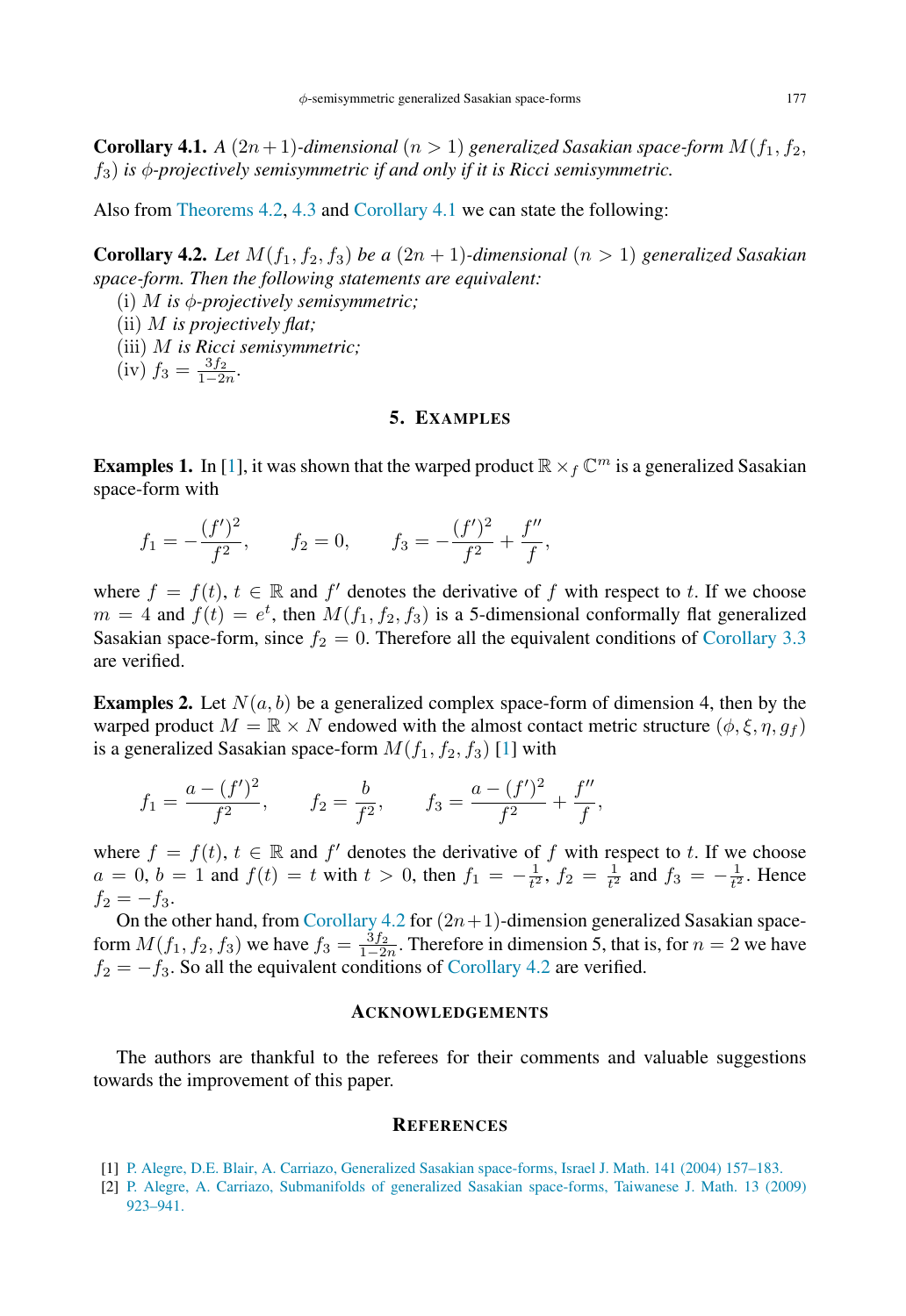**Corollary 4.1.** *A $(2n+1)$-dimensional $(n>1)$ generalized Sasakian space-form $M(f_1, f_2, f_3)$ is $\phi$-projectively semisymmetric if and only if it is Ricci semisymmetric.*

Also from Theorems 4.2, 4.3 and Corollary 4.1 we can state the following:

**Corollary 4.2.** *Let $M(f_1, f_2, f_3)$ be a $(2n+1)$-dimensional $(n>1)$ generalized Sasakian space-form. Then the following statements are equivalent:*

(i) *$M$ is $\phi$-projectively semisymmetric;*
(ii) *$M$ is projectively flat;*
(iii) *$M$ is Ricci semisymmetric;*
(iv) *$f_3 = \frac{3f_2}{1-2n}$.*

## 5. Examples

**Examples 1.** In [1], it was shown that the warped product $\mathbb{R} \times_f \mathbb{C}^m$ is a generalized Sasakian space-form with

$$f_1 = -\frac{(f')^2}{f^2}, \qquad f_2 = 0, \qquad f_3 = -\frac{(f')^2}{f^2} + \frac{f''}{f},$$

where $f = f(t)$, $t \in \mathbb{R}$ and $f'$ denotes the derivative of $f$ with respect to $t$. If we choose $m = 4$ and $f(t) = e^t$, then $M(f_1, f_2, f_3)$ is a 5-dimensional conformally flat generalized Sasakian space-form, since $f_2 = 0$. Therefore all the equivalent conditions of Corollary 3.3 are verified.

**Examples 2.** Let $N(a, b)$ be a generalized complex space-form of dimension 4, then by the warped product $M = \mathbb{R} \times N$ endowed with the almost contact metric structure $(\phi, \xi, \eta, g_f)$ is a generalized Sasakian space-form $M(f_1, f_2, f_3)$ [1] with

$$f_1 = \frac{a - (f')^2}{f^2}, \qquad f_2 = \frac{b}{f^2}, \qquad f_3 = \frac{a - (f')^2}{f^2} + \frac{f''}{f},$$

where $f = f(t)$, $t \in \mathbb{R}$ and $f'$ denotes the derivative of $f$ with respect to $t$. If we choose $a = 0$, $b = 1$ and $f(t) = t$ with $t > 0$, then $f_1 = -\frac{1}{t^2}$, $f_2 = \frac{1}{t^2}$ and $f_3 = -\frac{1}{t^2}$. Hence $f_2 = -f_3$.

On the other hand, from Corollary 4.2 for $(2n+1)$-dimension generalized Sasakian space-form $M(f_1, f_2, f_3)$ we have $f_3 = \frac{3f_2}{1-2n}$. Therefore in dimension 5, that is, for $n = 2$ we have $f_2 = -f_3$. So all the equivalent conditions of Corollary 4.2 are verified.

## Acknowledgements

The authors are thankful to the referees for their comments and valuable suggestions towards the improvement of this paper.

## References

[1] P. Alegre, D.E. Blair, A. Carriazo, Generalized Sasakian space-forms, Israel J. Math. 141 (2004) 157–183.
[2] P. Alegre, A. Carriazo, Submanifolds of generalized Sasakian space-forms, Taiwanese J. Math. 13 (2009) 923–941.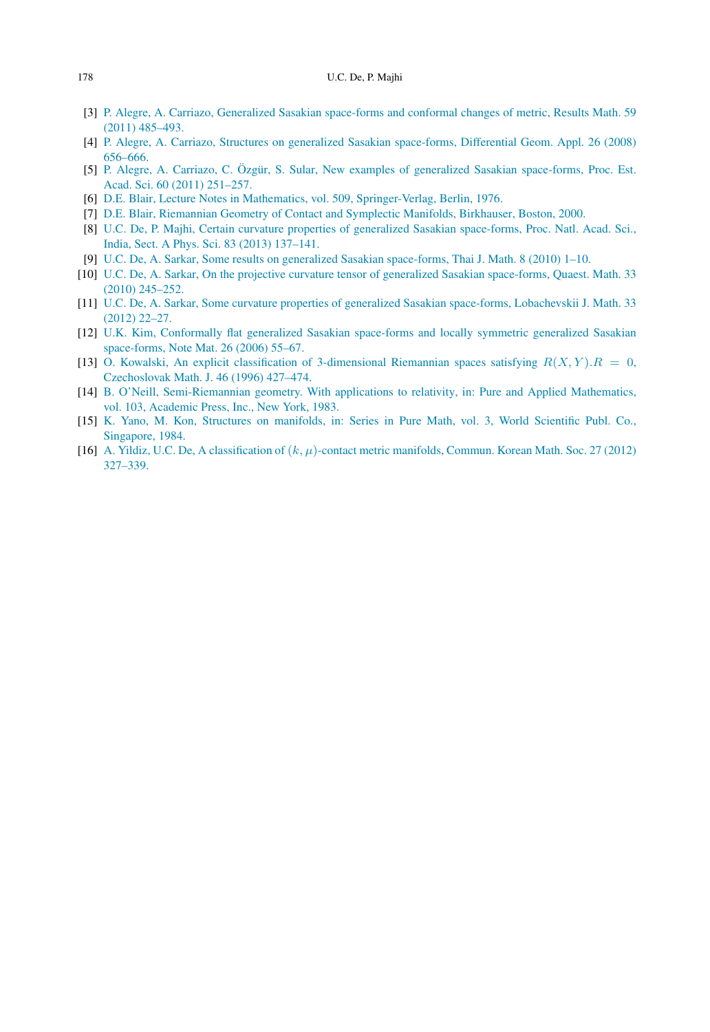[3] P. Alegre, A. Carriazo, Generalized Sasakian space-forms and conformal changes of metric, Results Math. 59 (2011) 485–493.

[4] P. Alegre, A. Carriazo, Structures on generalized Sasakian space-forms, Differential Geom. Appl. 26 (2008) 656–666.

[5] P. Alegre, A. Carriazo, C. Özgür, S. Sular, New examples of generalized Sasakian space-forms, Proc. Est. Acad. Sci. 60 (2011) 251–257.

[6] D.E. Blair, Lecture Notes in Mathematics, vol. 509, Springer-Verlag, Berlin, 1976.

[7] D.E. Blair, Riemannian Geometry of Contact and Symplectic Manifolds, Birkhauser, Boston, 2000.

[8] U.C. De, P. Majhi, Certain curvature properties of generalized Sasakian space-forms, Proc. Natl. Acad. Sci., India, Sect. A Phys. Sci. 83 (2013) 137–141.

[9] U.C. De, A. Sarkar, Some results on generalized Sasakian space-forms, Thai J. Math. 8 (2010) 1–10.

[10] U.C. De, A. Sarkar, On the projective curvature tensor of generalized Sasakian space-forms, Quaest. Math. 33 (2010) 245–252.

[11] U.C. De, A. Sarkar, Some curvature properties of generalized Sasakian space-forms, Lobachevskii J. Math. 33 (2012) 22–27.

[12] U.K. Kim, Conformally flat generalized Sasakian space-forms and locally symmetric generalized Sasakian space-forms, Note Mat. 26 (2006) 55–67.

[13] O. Kowalski, An explicit classification of 3-dimensional Riemannian spaces satisfying $R(X,Y).R = 0$, Czechoslovak Math. J. 46 (1996) 427–474.

[14] B. O'Neill, Semi-Riemannian geometry. With applications to relativity, in: Pure and Applied Mathematics, vol. 103, Academic Press, Inc., New York, 1983.

[15] K. Yano, M. Kon, Structures on manifolds, in: Series in Pure Math, vol. 3, World Scientific Publ. Co., Singapore, 1984.

[16] A. Yildiz, U.C. De, A classification of $(k, \mu)$-contact metric manifolds, Commun. Korean Math. Soc. 27 (2012) 327–339.